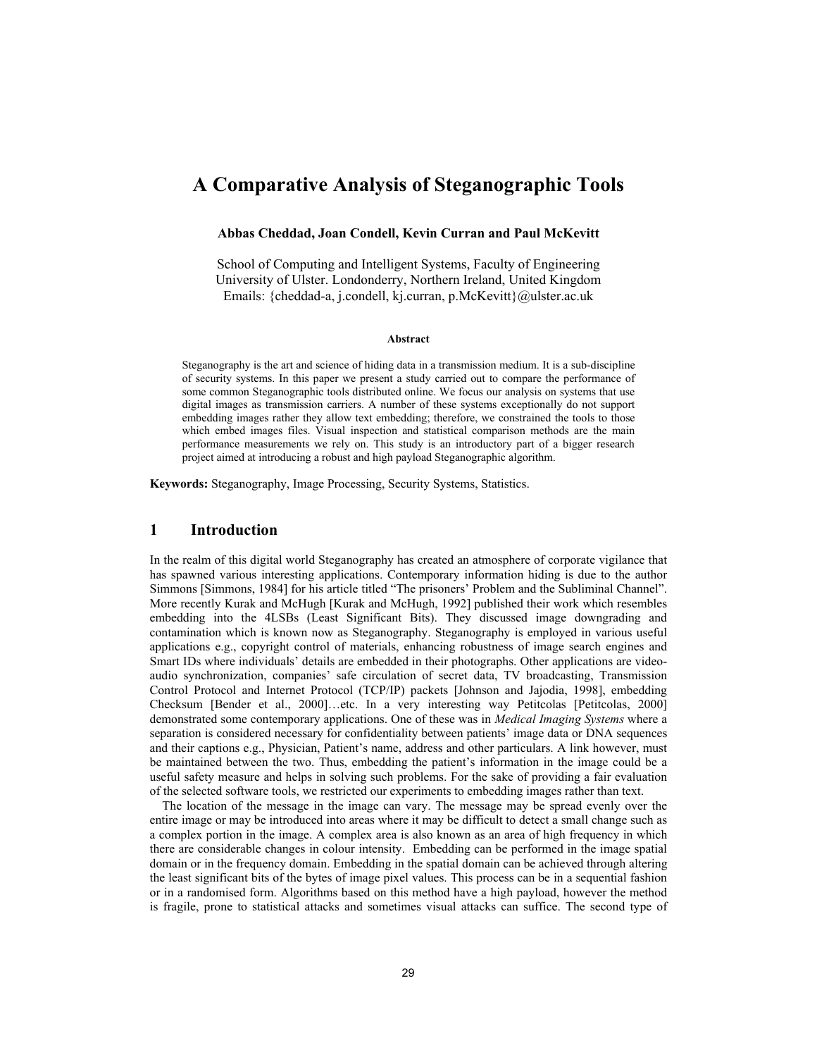# A Comparative Analysis of Steganographic Tools

**Abbas Cheddad, Joan Condell, Kevin Curran and Paul McKevitt**

School of Computing and Intelligent Systems, Faculty of Engineering
University of Ulster. Londonderry, Northern Ireland, United Kingdom
Emails: {cheddad-a, j.condell, kj.curran, p.McKevitt}@ulster.ac.uk

**Abstract**

Steganography is the art and science of hiding data in a transmission medium. It is a sub-discipline of security systems. In this paper we present a study carried out to compare the performance of some common Steganographic tools distributed online. We focus our analysis on systems that use digital images as transmission carriers. A number of these systems exceptionally do not support embedding images rather they allow text embedding; therefore, we constrained the tools to those which embed images files. Visual inspection and statistical comparison methods are the main performance measurements we rely on. This study is an introductory part of a bigger research project aimed at introducing a robust and high payload Steganographic algorithm.

**Keywords:** Steganography, Image Processing, Security Systems, Statistics.

## 1 Introduction

In the realm of this digital world Steganography has created an atmosphere of corporate vigilance that has spawned various interesting applications. Contemporary information hiding is due to the author Simmons [Simmons, 1984] for his article titled "The prisoners' Problem and the Subliminal Channel". More recently Kurak and McHugh [Kurak and McHugh, 1992] published their work which resembles embedding into the 4LSBs (Least Significant Bits). They discussed image downgrading and contamination which is known now as Steganography. Steganography is employed in various useful applications e.g., copyright control of materials, enhancing robustness of image search engines and Smart IDs where individuals' details are embedded in their photographs. Other applications are video-audio synchronization, companies' safe circulation of secret data, TV broadcasting, Transmission Control Protocol and Internet Protocol (TCP/IP) packets [Johnson and Jajodia, 1998], embedding Checksum [Bender et al., 2000]…etc. In a very interesting way Petitcolas [Petitcolas, 2000] demonstrated some contemporary applications. One of these was in *Medical Imaging Systems* where a separation is considered necessary for confidentiality between patients' image data or DNA sequences and their captions e.g., Physician, Patient's name, address and other particulars. A link however, must be maintained between the two. Thus, embedding the patient's information in the image could be a useful safety measure and helps in solving such problems. For the sake of providing a fair evaluation of the selected software tools, we restricted our experiments to embedding images rather than text.

The location of the message in the image can vary. The message may be spread evenly over the entire image or may be introduced into areas where it may be difficult to detect a small change such as a complex portion in the image. A complex area is also known as an area of high frequency in which there are considerable changes in colour intensity. Embedding can be performed in the image spatial domain or in the frequency domain. Embedding in the spatial domain can be achieved through altering the least significant bits of the bytes of image pixel values. This process can be in a sequential fashion or in a randomised form. Algorithms based on this method have a high payload, however the method is fragile, prone to statistical attacks and sometimes visual attacks can suffice. The second type of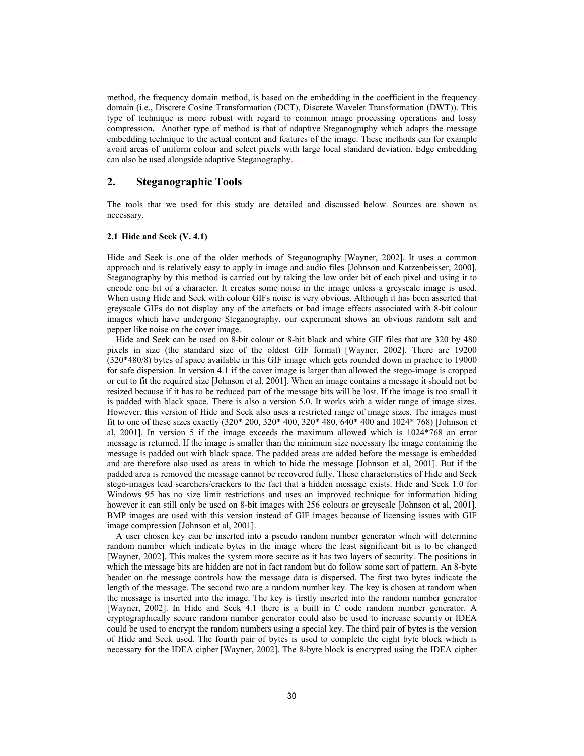method, the frequency domain method, is based on the embedding in the coefficient in the frequency domain (i.e., Discrete Cosine Transformation (DCT), Discrete Wavelet Transformation (DWT)). This type of technique is more robust with regard to common image processing operations and lossy compression**.** Another type of method is that of adaptive Steganography which adapts the message embedding technique to the actual content and features of the image. These methods can for example avoid areas of uniform colour and select pixels with large local standard deviation. Edge embedding can also be used alongside adaptive Steganography.

## 2. Steganographic Tools

The tools that we used for this study are detailed and discussed below. Sources are shown as necessary.

### 2.1 Hide and Seek (V. 4.1)

Hide and Seek is one of the older methods of Steganography [Wayner, 2002]. It uses a common approach and is relatively easy to apply in image and audio files [Johnson and Katzenbeisser, 2000]. Steganography by this method is carried out by taking the low order bit of each pixel and using it to encode one bit of a character. It creates some noise in the image unless a greyscale image is used. When using Hide and Seek with colour GIFs noise is very obvious. Although it has been asserted that greyscale GIFs do not display any of the artefacts or bad image effects associated with 8-bit colour images which have undergone Steganography, our experiment shows an obvious random salt and pepper like noise on the cover image.

Hide and Seek can be used on 8-bit colour or 8-bit black and white GIF files that are 320 by 480 pixels in size (the standard size of the oldest GIF format) [Wayner, 2002]. There are 19200 (320*480/8) bytes of space available in this GIF image which gets rounded down in practice to 19000 for safe dispersion. In version 4.1 if the cover image is larger than allowed the stego-image is cropped or cut to fit the required size [Johnson et al, 2001]. When an image contains a message it should not be resized because if it has to be reduced part of the message bits will be lost. If the image is too small it is padded with black space. There is also a version 5.0. It works with a wider range of image sizes. However, this version of Hide and Seek also uses a restricted range of image sizes. The images must fit to one of these sizes exactly (320* 200, 320* 400, 320* 480, 640* 400 and 1024* 768) [Johnson et al, 2001]. In version 5 if the image exceeds the maximum allowed which is 1024*768 an error message is returned. If the image is smaller than the minimum size necessary the image containing the message is padded out with black space. The padded areas are added before the message is embedded and are therefore also used as areas in which to hide the message [Johnson et al, 2001]. But if the padded area is removed the message cannot be recovered fully. These characteristics of Hide and Seek stego-images lead searchers/crackers to the fact that a hidden message exists. Hide and Seek 1.0 for Windows 95 has no size limit restrictions and uses an improved technique for information hiding however it can still only be used on 8-bit images with 256 colours or greyscale [Johnson et al, 2001]. BMP images are used with this version instead of GIF images because of licensing issues with GIF image compression [Johnson et al, 2001].

A user chosen key can be inserted into a pseudo random number generator which will determine random number which indicate bytes in the image where the least significant bit is to be changed [Wayner, 2002]. This makes the system more secure as it has two layers of security. The positions in which the message bits are hidden are not in fact random but do follow some sort of pattern. An 8-byte header on the message controls how the message data is dispersed. The first two bytes indicate the length of the message. The second two are a random number key. The key is chosen at random when the message is inserted into the image. The key is firstly inserted into the random number generator [Wayner, 2002]. In Hide and Seek 4.1 there is a built in C code random number generator. A cryptographically secure random number generator could also be used to increase security or IDEA could be used to encrypt the random numbers using a special key. The third pair of bytes is the version of Hide and Seek used. The fourth pair of bytes is used to complete the eight byte block which is necessary for the IDEA cipher [Wayner, 2002]. The 8-byte block is encrypted using the IDEA cipher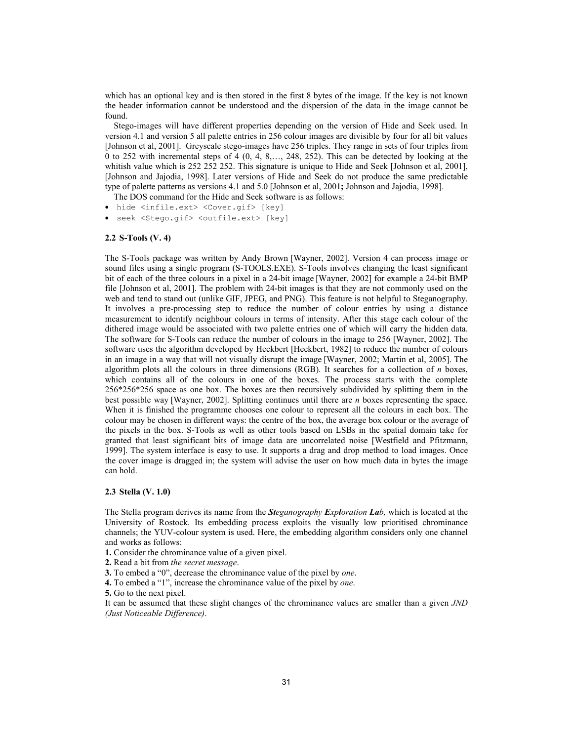which has an optional key and is then stored in the first 8 bytes of the image. If the key is not known the header information cannot be understood and the dispersion of the data in the image cannot be found.

Stego-images will have different properties depending on the version of Hide and Seek used. In version 4.1 and version 5 all palette entries in 256 colour images are divisible by four for all bit values [Johnson et al, 2001]. Greyscale stego-images have 256 triples. They range in sets of four triples from 0 to 252 with incremental steps of 4 (0, 4, 8,…, 248, 252). This can be detected by looking at the whitish value which is 252 252 252. This signature is unique to Hide and Seek [Johnson et al, 2001], [Johnson and Jajodia, 1998]. Later versions of Hide and Seek do not produce the same predictable type of palette patterns as versions 4.1 and 5.0 [Johnson et al, 2001**;** Johnson and Jajodia, 1998].

The DOS command for the Hide and Seek software is as follows:

- `hide <infile.ext> <Cover.gif> [key]`
- `seek <Stego.gif> <outfile.ext> [key]`

### 2.2 S-Tools (V. 4)

The S-Tools package was written by Andy Brown [Wayner, 2002]. Version 4 can process image or sound files using a single program (S-TOOLS.EXE). S-Tools involves changing the least significant bit of each of the three colours in a pixel in a 24-bit image [Wayner, 2002] for example a 24-bit BMP file [Johnson et al, 2001]. The problem with 24-bit images is that they are not commonly used on the web and tend to stand out (unlike GIF, JPEG, and PNG). This feature is not helpful to Steganography. It involves a pre-processing step to reduce the number of colour entries by using a distance measurement to identify neighbour colours in terms of intensity. After this stage each colour of the dithered image would be associated with two palette entries one of which will carry the hidden data. The software for S-Tools can reduce the number of colours in the image to 256 [Wayner, 2002]. The software uses the algorithm developed by Heckbert [Heckbert, 1982] to reduce the number of colours in an image in a way that will not visually disrupt the image [Wayner, 2002; Martin et al, 2005]. The algorithm plots all the colours in three dimensions (RGB). It searches for a collection of *n* boxes, which contains all of the colours in one of the boxes. The process starts with the complete 256\*256\*256 space as one box. The boxes are then recursively subdivided by splitting them in the best possible way [Wayner, 2002]. Splitting continues until there are *n* boxes representing the space. When it is finished the programme chooses one colour to represent all the colours in each box. The colour may be chosen in different ways: the centre of the box, the average box colour or the average of the pixels in the box. S-Tools as well as other tools based on LSBs in the spatial domain take for granted that least significant bits of image data are uncorrelated noise [Westfield and Pfitzmann, 1999]. The system interface is easy to use. It supports a drag and drop method to load images. Once the cover image is dragged in; the system will advise the user on how much data in bytes the image can hold.

### 2.3 Stella (V. 1.0)

The Stella program derives its name from the ***St****eganography* ***E****xp****l****oration* ***La****b,* which is located at the University of Rostock. Its embedding process exploits the visually low prioritised chrominance channels; the YUV-colour system is used. Here, the embedding algorithm considers only one channel and works as follows:

**1.** Consider the chrominance value of a given pixel.
**2.** Read a bit from *the secret message*.
**3.** To embed a "0", decrease the chrominance value of the pixel by *one*.
**4.** To embed a "1", increase the chrominance value of the pixel by *one*.
**5.** Go to the next pixel.

It can be assumed that these slight changes of the chrominance values are smaller than a given *JND (Just Noticeable Difference)*.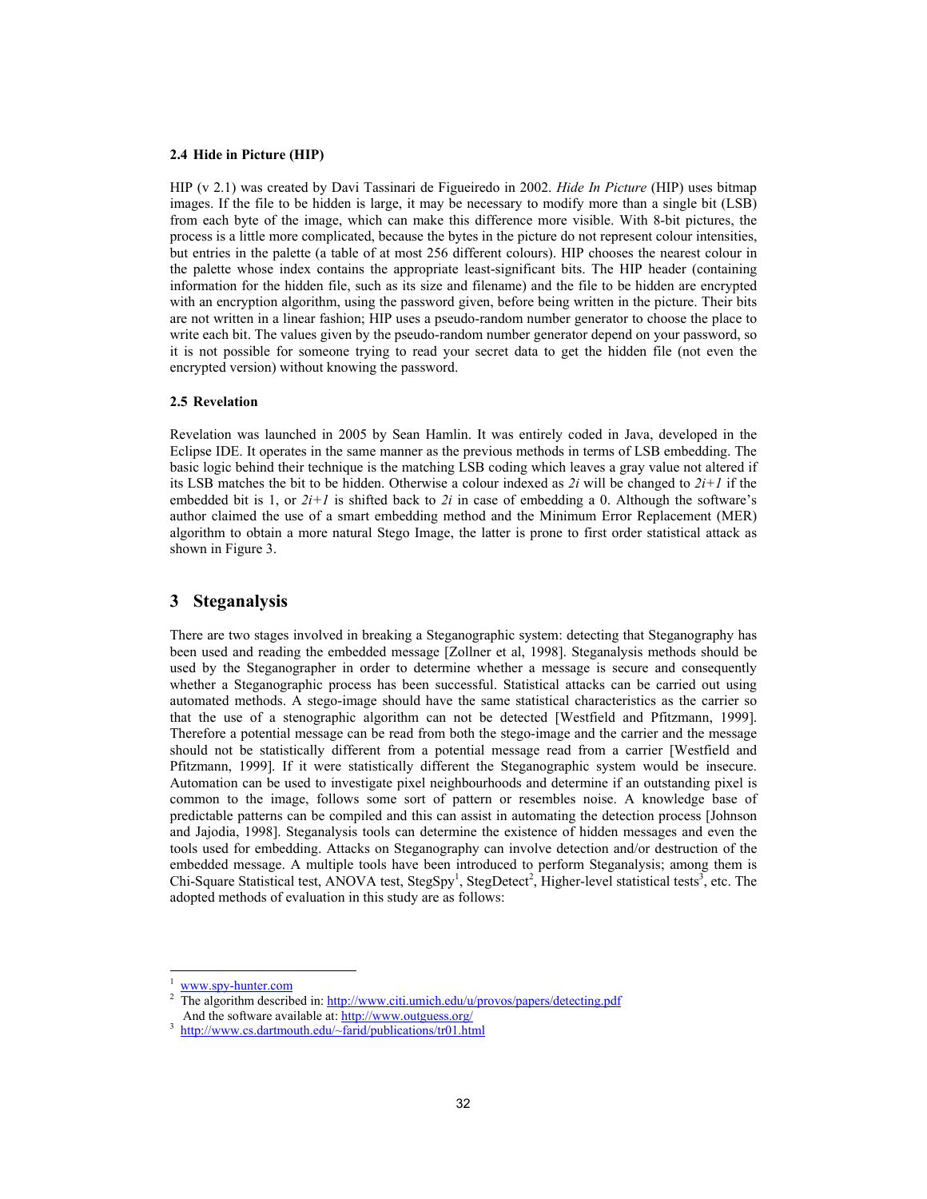### 2.4 Hide in Picture (HIP)

HIP (v 2.1) was created by Davi Tassinari de Figueiredo in 2002. *Hide In Picture* (HIP) uses bitmap images. If the file to be hidden is large, it may be necessary to modify more than a single bit (LSB) from each byte of the image, which can make this difference more visible. With 8-bit pictures, the process is a little more complicated, because the bytes in the picture do not represent colour intensities, but entries in the palette (a table of at most 256 different colours). HIP chooses the nearest colour in the palette whose index contains the appropriate least-significant bits. The HIP header (containing information for the hidden file, such as its size and filename) and the file to be hidden are encrypted with an encryption algorithm, using the password given, before being written in the picture. Their bits are not written in a linear fashion; HIP uses a pseudo-random number generator to choose the place to write each bit. The values given by the pseudo-random number generator depend on your password, so it is not possible for someone trying to read your secret data to get the hidden file (not even the encrypted version) without knowing the password.

### 2.5 Revelation

Revelation was launched in 2005 by Sean Hamlin. It was entirely coded in Java, developed in the Eclipse IDE. It operates in the same manner as the previous methods in terms of LSB embedding. The basic logic behind their technique is the matching LSB coding which leaves a gray value not altered if its LSB matches the bit to be hidden. Otherwise a colour indexed as $2i$ will be changed to $2i+1$ if the embedded bit is 1, or $2i+1$ is shifted back to $2i$ in case of embedding a 0. Although the software's author claimed the use of a smart embedding method and the Minimum Error Replacement (MER) algorithm to obtain a more natural Stego Image, the latter is prone to first order statistical attack as shown in Figure 3.

## 3 Steganalysis

There are two stages involved in breaking a Steganographic system: detecting that Steganography has been used and reading the embedded message [Zollner et al, 1998]. Steganalysis methods should be used by the Steganographer in order to determine whether a message is secure and consequently whether a Steganographic process has been successful. Statistical attacks can be carried out using automated methods. A stego-image should have the same statistical characteristics as the carrier so that the use of a stenographic algorithm can not be detected [Westfield and Pfitzmann, 1999]. Therefore a potential message can be read from both the stego-image and the carrier and the message should not be statistically different from a potential message read from a carrier [Westfield and Pfitzmann, 1999]. If it were statistically different the Steganographic system would be insecure. Automation can be used to investigate pixel neighbourhoods and determine if an outstanding pixel is common to the image, follows some sort of pattern or resembles noise. A knowledge base of predictable patterns can be compiled and this can assist in automating the detection process [Johnson and Jajodia, 1998]. Steganalysis tools can determine the existence of hidden messages and even the tools used for embedding. Attacks on Steganography can involve detection and/or destruction of the embedded message. A multiple tools have been introduced to perform Steganalysis; among them is Chi-Square Statistical test, ANOVA test, StegSpy[1], StegDetect[2], Higher-level statistical tests[3], etc. The adopted methods of evaluation in this study are as follows:

---

[1] www.spy-hunter.com

[2] The algorithm described in: http://www.citi.umich.edu/u/provos/papers/detecting.pdf
And the software available at: http://www.outguess.org/

[3] http://www.cs.dartmouth.edu/~farid/publications/tr01.html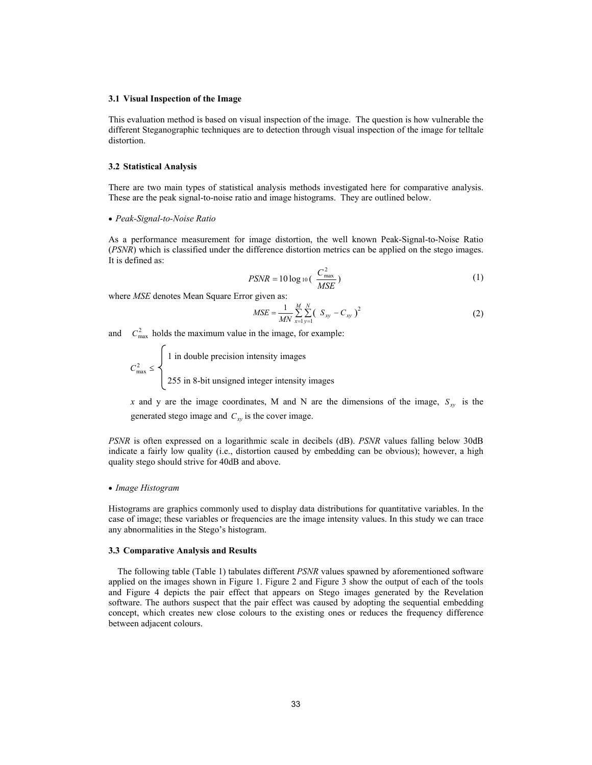### 3.1 Visual Inspection of the Image

This evaluation method is based on visual inspection of the image. The question is how vulnerable the different Steganographic techniques are to detection through visual inspection of the image for telltale distortion.

### 3.2 Statistical Analysis

There are two main types of statistical analysis methods investigated here for comparative analysis. These are the peak signal-to-noise ratio and image histograms. They are outlined below.

- *Peak-Signal-to-Noise Ratio*

As a performance measurement for image distortion, the well known Peak-Signal-to-Noise Ratio (*PSNR*) which is classified under the difference distortion metrics can be applied on the stego images. It is defined as:

$$PSNR = 10 \log_{10} \left( \frac{C_{\max}^2}{MSE} \right) \tag{1}$$

where *MSE* denotes Mean Square Error given as:

$$MSE = \frac{1}{MN} \sum_{x=1}^{M} \sum_{y=1}^{N} ( S_{xy} - C_{xy} )^2 \tag{2}$$

and $C_{\max}^2$ holds the maximum value in the image, for example:

$$C_{\max}^2 \le \begin{cases} 1 \text{ in double precision intensity images} \\ 255 \text{ in 8-bit unsigned integer intensity images} \end{cases}$$

$x$ and y are the image coordinates, M and N are the dimensions of the image, $S_{xy}$ is the generated stego image and $C_{xy}$ is the cover image.

*PSNR* is often expressed on a logarithmic scale in decibels (dB). *PSNR* values falling below 30dB indicate a fairly low quality (i.e., distortion caused by embedding can be obvious); however, a high quality stego should strive for 40dB and above.

- *Image Histogram*

Histograms are graphics commonly used to display data distributions for quantitative variables. In the case of image; these variables or frequencies are the image intensity values. In this study we can trace any abnormalities in the Stego's histogram.

### 3.3 Comparative Analysis and Results

The following table (Table 1) tabulates different *PSNR* values spawned by aforementioned software applied on the images shown in Figure 1. Figure 2 and Figure 3 show the output of each of the tools and Figure 4 depicts the pair effect that appears on Stego images generated by the Revelation software. The authors suspect that the pair effect was caused by adopting the sequential embedding concept, which creates new close colours to the existing ones or reduces the frequency difference between adjacent colours.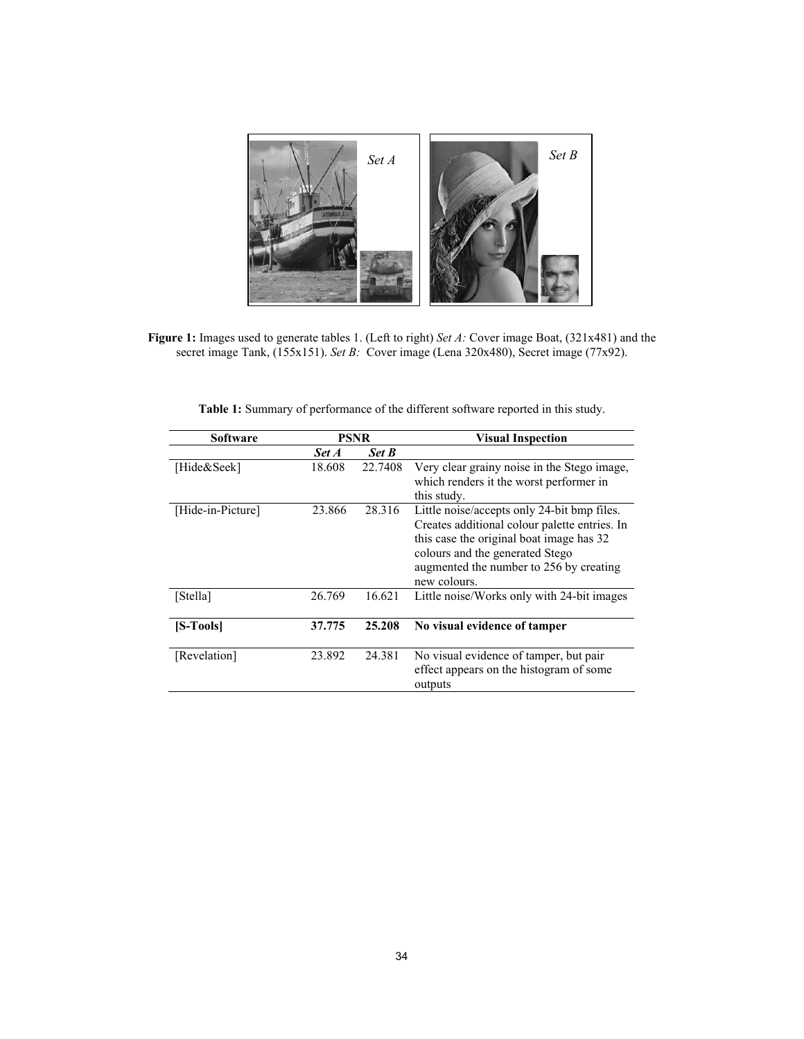**Figure 1:** Images used to generate tables 1. (Left to right) *Set A:* Cover image Boat, (321x481) and the secret image Tank, (155x151). *Set B:* Cover image (Lena 320x480), Secret image (77x92).

**Table 1:** Summary of performance of the different software reported in this study.

| Software | PSNR | | Visual Inspection |
|---|---|---|---|
| | ***Set A*** | ***Set B*** | |
| [Hide&Seek] | 18.608 | 22.7408 | Very clear grainy noise in the Stego image, which renders it the worst performer in this study. |
| [Hide-in-Picture] | 23.866 | 28.316 | Little noise/accepts only 24-bit bmp files. Creates additional colour palette entries. In this case the original boat image has 32 colours and the generated Stego augmented the number to 256 by creating new colours. |
| [Stella] | 26.769 | 16.621 | Little noise/Works only with 24-bit images |
| **[S-Tools]** | **37.775** | **25.208** | **No visual evidence of tamper** |
| [Revelation] | 23.892 | 24.381 | No visual evidence of tamper, but pair effect appears on the histogram of some outputs |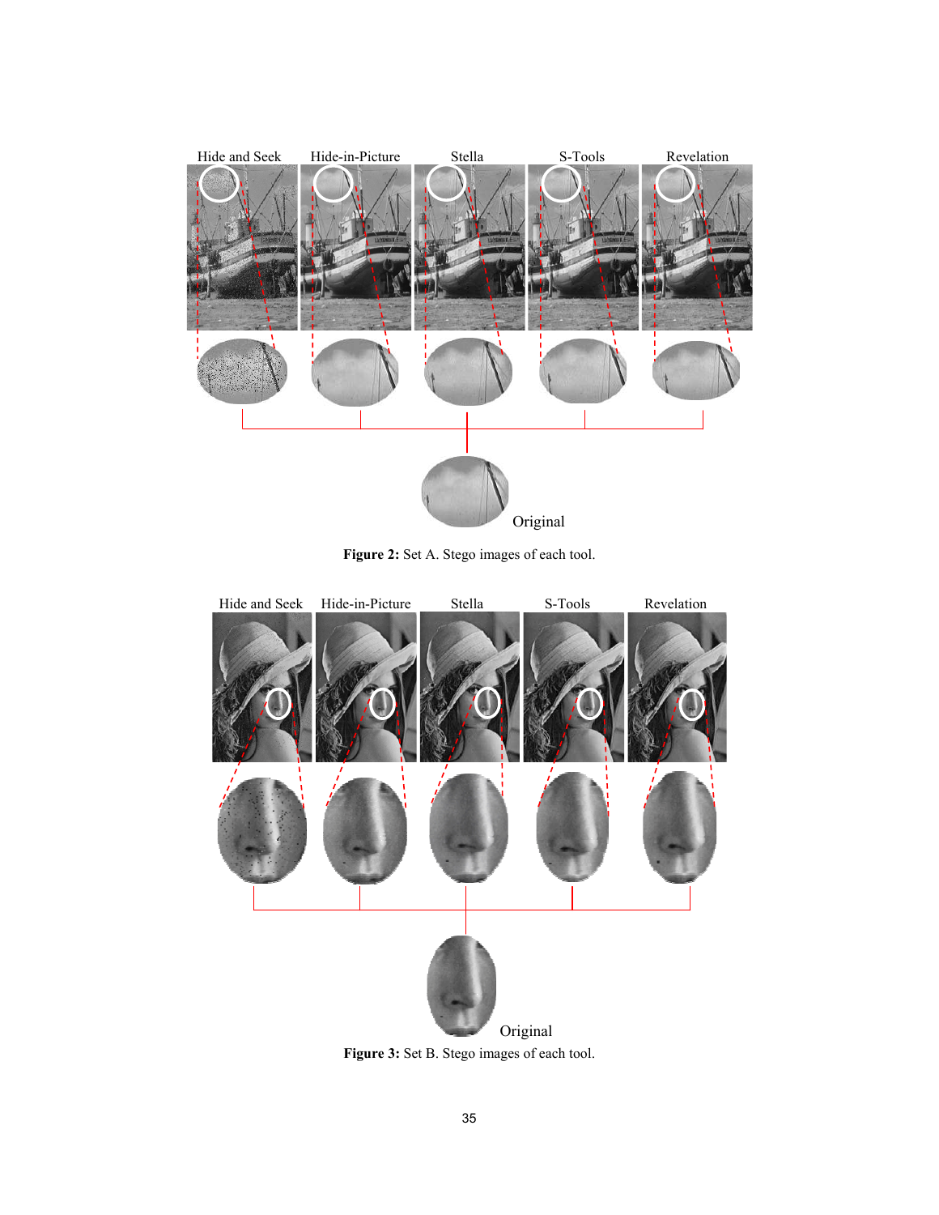**Figure 2:** Set A. Stego images of each tool.

**Figure 3:** Set B. Stego images of each tool.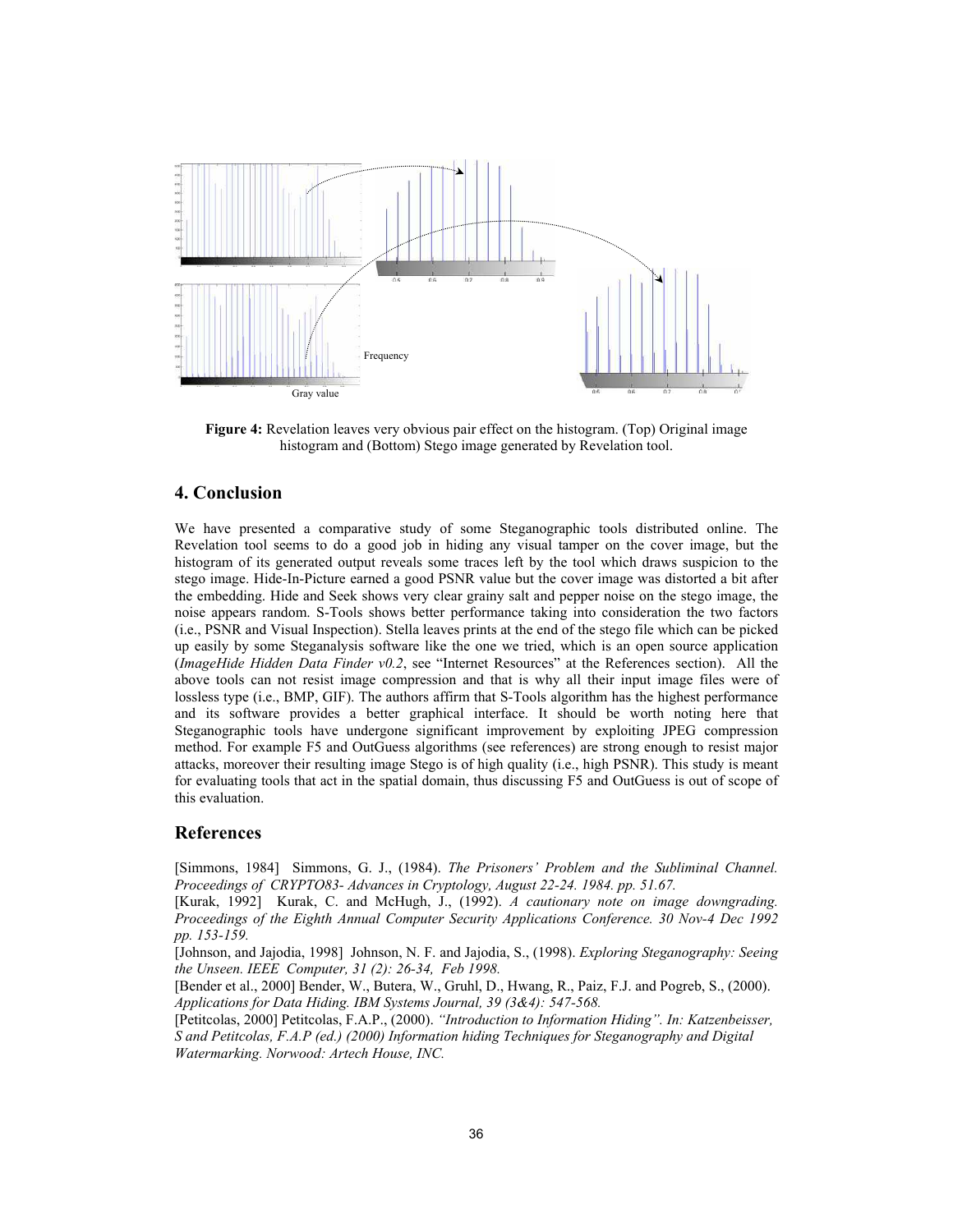Figure 4: Revelation leaves very obvious pair effect on the histogram. (Top) Original image histogram and (Bottom) Stego image generated by Revelation tool.

## 4. Conclusion

We have presented a comparative study of some Steganographic tools distributed online. The Revelation tool seems to do a good job in hiding any visual tamper on the cover image, but the histogram of its generated output reveals some traces left by the tool which draws suspicion to the stego image. Hide-In-Picture earned a good PSNR value but the cover image was distorted a bit after the embedding. Hide and Seek shows very clear grainy salt and pepper noise on the stego image, the noise appears random. S-Tools shows better performance taking into consideration the two factors (i.e., PSNR and Visual Inspection). Stella leaves prints at the end of the stego file which can be picked up easily by some Steganalysis software like the one we tried, which is an open source application (*ImageHide Hidden Data Finder v0.2*, see "Internet Resources" at the References section). All the above tools can not resist image compression and that is why all their input image files were of lossless type (i.e., BMP, GIF). The authors affirm that S-Tools algorithm has the highest performance and its software provides a better graphical interface. It should be worth noting here that Steganographic tools have undergone significant improvement by exploiting JPEG compression method. For example F5 and OutGuess algorithms (see references) are strong enough to resist major attacks, moreover their resulting image Stego is of high quality (i.e., high PSNR). This study is meant for evaluating tools that act in the spatial domain, thus discussing F5 and OutGuess is out of scope of this evaluation.

## References

[Simmons, 1984] Simmons, G. J., (1984). *The Prisoners' Problem and the Subliminal Channel. Proceedings of CRYPTO83- Advances in Cryptology, August 22-24. 1984. pp. 51.67.*

[Kurak, 1992] Kurak, C. and McHugh, J., (1992). *A cautionary note on image downgrading. Proceedings of the Eighth Annual Computer Security Applications Conference. 30 Nov-4 Dec 1992 pp. 153-159.*

[Johnson, and Jajodia, 1998] Johnson, N. F. and Jajodia, S., (1998). *Exploring Steganography: Seeing the Unseen. IEEE Computer, 31 (2): 26-34, Feb 1998.*

[Bender et al., 2000] Bender, W., Butera, W., Gruhl, D., Hwang, R., Paiz, F.J. and Pogreb, S., (2000). *Applications for Data Hiding. IBM Systems Journal, 39 (3&4): 547-568.*

[Petitcolas, 2000] Petitcolas, F.A.P., (2000). *"Introduction to Information Hiding". In: Katzenbeisser, S and Petitcolas, F.A.P (ed.) (2000) Information hiding Techniques for Steganography and Digital Watermarking. Norwood: Artech House, INC.*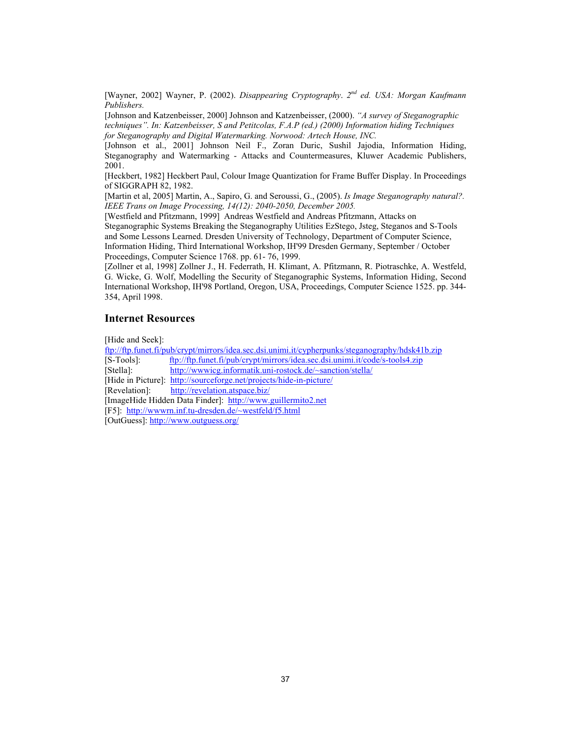[Wayner, 2002] Wayner, P. (2002). *Disappearing Cryptography*. *2nd ed. USA: Morgan Kaufmann Publishers.*

[Johnson and Katzenbeisser, 2000] Johnson and Katzenbeisser, (2000). *"A survey of Steganographic techniques". In: Katzenbeisser, S and Petitcolas, F.A.P (ed.) (2000) Information hiding Techniques for Steganography and Digital Watermarking. Norwood: Artech House, INC.*

[Johnson et al., 2001] Johnson Neil F., Zoran Duric, Sushil Jajodia, Information Hiding, Steganography and Watermarking - Attacks and Countermeasures, Kluwer Academic Publishers, 2001.

[Heckbert, 1982] Heckbert Paul, Colour Image Quantization for Frame Buffer Display. In Proceedings of SIGGRAPH 82, 1982.

[Martin et al, 2005] Martin, A., Sapiro, G. and Seroussi, G., (2005). *Is Image Steganography natural?. IEEE Trans on Image Processing, 14(12): 2040-2050, December 2005.*

[Westfield and Pfitzmann, 1999] Andreas Westfield and Andreas Pfitzmann, Attacks on Steganographic Systems Breaking the Steganography Utilities EzStego, Jsteg, Steganos and S-Tools and Some Lessons Learned. Dresden University of Technology, Department of Computer Science, Information Hiding, Third International Workshop, IH'99 Dresden Germany, September / October Proceedings, Computer Science 1768. pp. 61- 76, 1999.

[Zollner et al, 1998] Zollner J., H. Federrath, H. Klimant, A. Pfitzmann, R. Piotraschke, A. Westfeld, G. Wicke, G. Wolf, Modelling the Security of Steganographic Systems, Information Hiding, Second International Workshop, IH'98 Portland, Oregon, USA, Proceedings, Computer Science 1525. pp. 344-354, April 1998.

## Internet Resources

[Hide and Seek]: ftp://ftp.funet.fi/pub/crypt/mirrors/idea.sec.dsi.unimi.it/cypherpunks/steganography/hdsk41b.zip

[S-Tools]: ftp://ftp.funet.fi/pub/crypt/mirrors/idea.sec.dsi.unimi.it/code/s-tools4.zip

[Stella]: http://wwwicg.informatik.uni-rostock.de/~sanction/stella/

[Hide in Picture]: http://sourceforge.net/projects/hide-in-picture/

[Revelation]: http://revelation.atspace.biz/

[ImageHide Hidden Data Finder]: http://www.guillermito2.net

[F5]: http://wwwrn.inf.tu-dresden.de/~westfeld/f5.html

[OutGuess]: http://www.outguess.org/